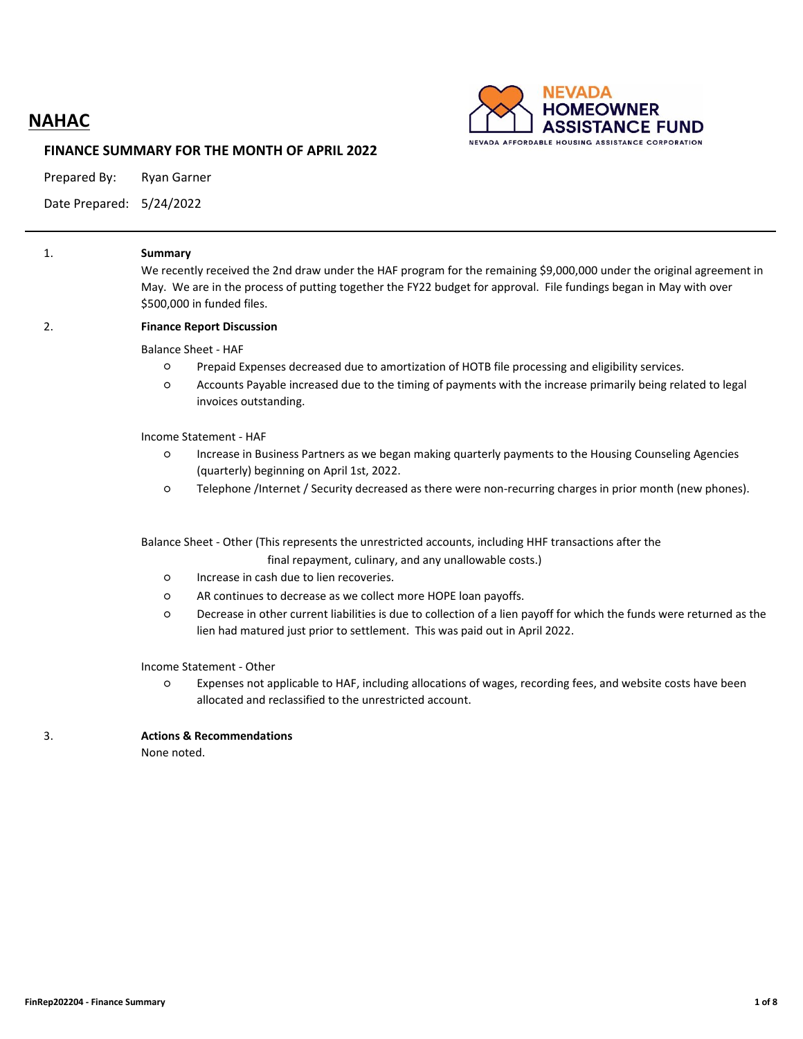# NAHAC

NEVADA HOMEOWNER ASSISTANCE FUND
NEVADA AFFORDABLE HOUSING ASSISTANCE CORPORATION

## FINANCE SUMMARY FOR THE MONTH OF APRIL 2022

Prepared By: Ryan Garner

Date Prepared: 5/24/2022

---

1. **Summary**

   We recently received the 2nd draw under the HAF program for the remaining $9,000,000 under the original agreement in May. We are in the process of putting together the FY22 budget for approval. File fundings began in May with over $500,000 in funded files.

2. **Finance Report Discussion**

   Balance Sheet - HAF

   - Prepaid Expenses decreased due to amortization of HOTB file processing and eligibility services.
   - Accounts Payable increased due to the timing of payments with the increase primarily being related to legal invoices outstanding.

   Income Statement - HAF

   - Increase in Business Partners as we began making quarterly payments to the Housing Counseling Agencies (quarterly) beginning on April 1st, 2022.
   - Telephone /Internet / Security decreased as there were non-recurring charges in prior month (new phones).

   Balance Sheet - Other (This represents the unrestricted accounts, including HHF transactions after the final repayment, culinary, and any unallowable costs.)

   - Increase in cash due to lien recoveries.
   - AR continues to decrease as we collect more HOPE loan payoffs.
   - Decrease in other current liabilities is due to collection of a lien payoff for which the funds were returned as the lien had matured just prior to settlement. This was paid out in April 2022.

   Income Statement - Other

   - Expenses not applicable to HAF, including allocations of wages, recording fees, and website costs have been allocated and reclassified to the unrestricted account.

3. **Actions & Recommendations**

   None noted.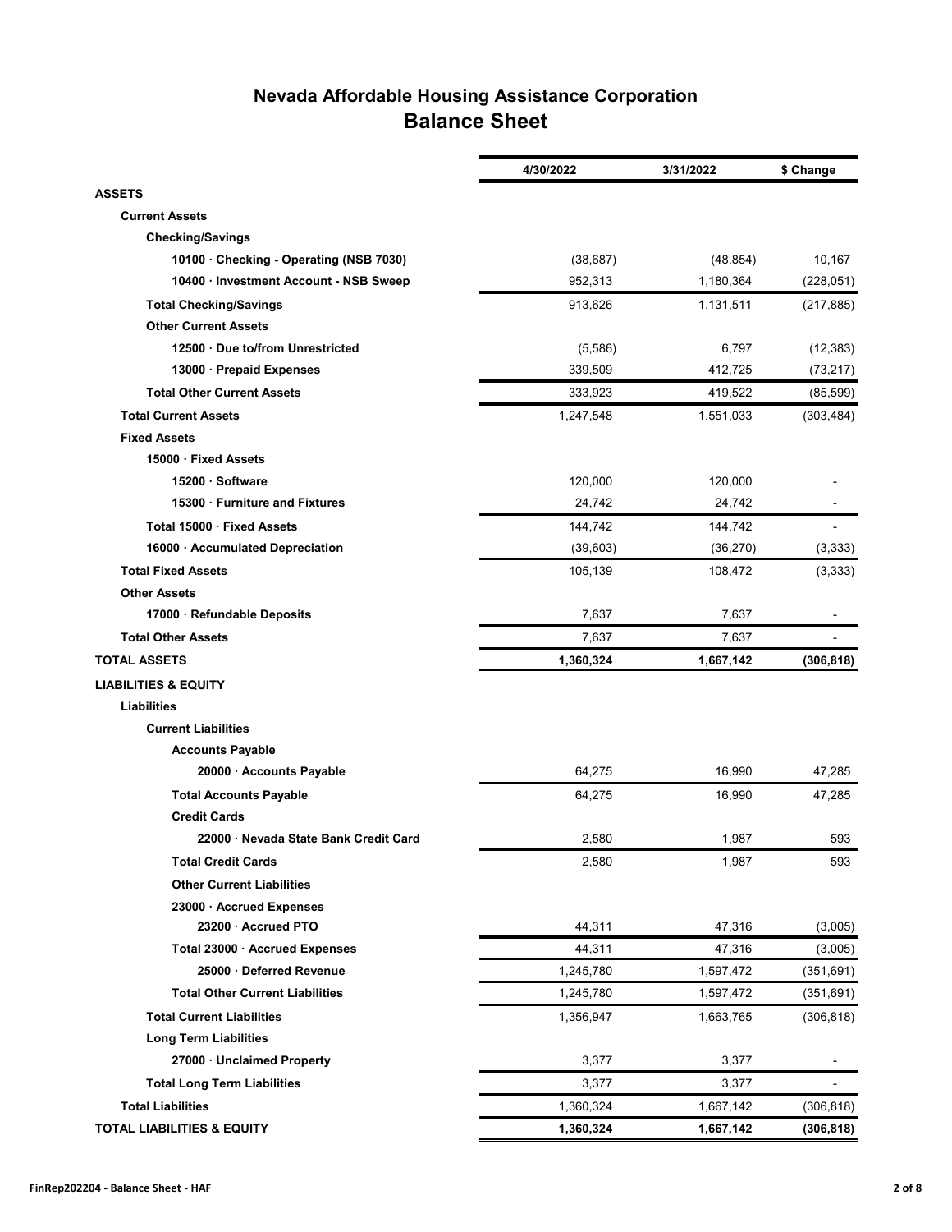# Nevada Affordable Housing Assistance Corporation
## Balance Sheet

| | 4/30/2022 | 3/31/2022 | $ Change |
|---|---|---|---|
| **ASSETS** | | | |
| **Current Assets** | | | |
| **Checking/Savings** | | | |
| **10100 · Checking - Operating (NSB 7030)** | (38,687) | (48,854) | 10,167 |
| **10400 · Investment Account - NSB Sweep** | 952,313 | 1,180,364 | (228,051) |
| **Total Checking/Savings** | 913,626 | 1,131,511 | (217,885) |
| **Other Current Assets** | | | |
| **12500 · Due to/from Unrestricted** | (5,586) | 6,797 | (12,383) |
| **13000 · Prepaid Expenses** | 339,509 | 412,725 | (73,217) |
| **Total Other Current Assets** | 333,923 | 419,522 | (85,599) |
| **Total Current Assets** | 1,247,548 | 1,551,033 | (303,484) |
| **Fixed Assets** | | | |
| **15000 · Fixed Assets** | | | |
| **15200 · Software** | 120,000 | 120,000 | - |
| **15300 · Furniture and Fixtures** | 24,742 | 24,742 | - |
| **Total 15000 · Fixed Assets** | 144,742 | 144,742 | - |
| **16000 · Accumulated Depreciation** | (39,603) | (36,270) | (3,333) |
| **Total Fixed Assets** | 105,139 | 108,472 | (3,333) |
| **Other Assets** | | | |
| **17000 · Refundable Deposits** | 7,637 | 7,637 | - |
| **Total Other Assets** | 7,637 | 7,637 | - |
| **TOTAL ASSETS** | **1,360,324** | **1,667,142** | **(306,818)** |
| **LIABILITIES & EQUITY** | | | |
| **Liabilities** | | | |
| **Current Liabilities** | | | |
| **Accounts Payable** | | | |
| **20000 · Accounts Payable** | 64,275 | 16,990 | 47,285 |
| **Total Accounts Payable** | 64,275 | 16,990 | 47,285 |
| **Credit Cards** | | | |
| **22000 · Nevada State Bank Credit Card** | 2,580 | 1,987 | 593 |
| **Total Credit Cards** | 2,580 | 1,987 | 593 |
| **Other Current Liabilities** | | | |
| **23000 · Accrued Expenses** | | | |
| **23200 · Accrued PTO** | 44,311 | 47,316 | (3,005) |
| **Total 23000 · Accrued Expenses** | 44,311 | 47,316 | (3,005) |
| **25000 · Deferred Revenue** | 1,245,780 | 1,597,472 | (351,691) |
| **Total Other Current Liabilities** | 1,245,780 | 1,597,472 | (351,691) |
| **Total Current Liabilities** | 1,356,947 | 1,663,765 | (306,818) |
| **Long Term Liabilities** | | | |
| **27000 · Unclaimed Property** | 3,377 | 3,377 | - |
| **Total Long Term Liabilities** | 3,377 | 3,377 | - |
| **Total Liabilities** | 1,360,324 | 1,667,142 | (306,818) |
| **TOTAL LIABILITIES & EQUITY** | **1,360,324** | **1,667,142** | **(306,818)** |

FinRep202204 - Balance Sheet - HAF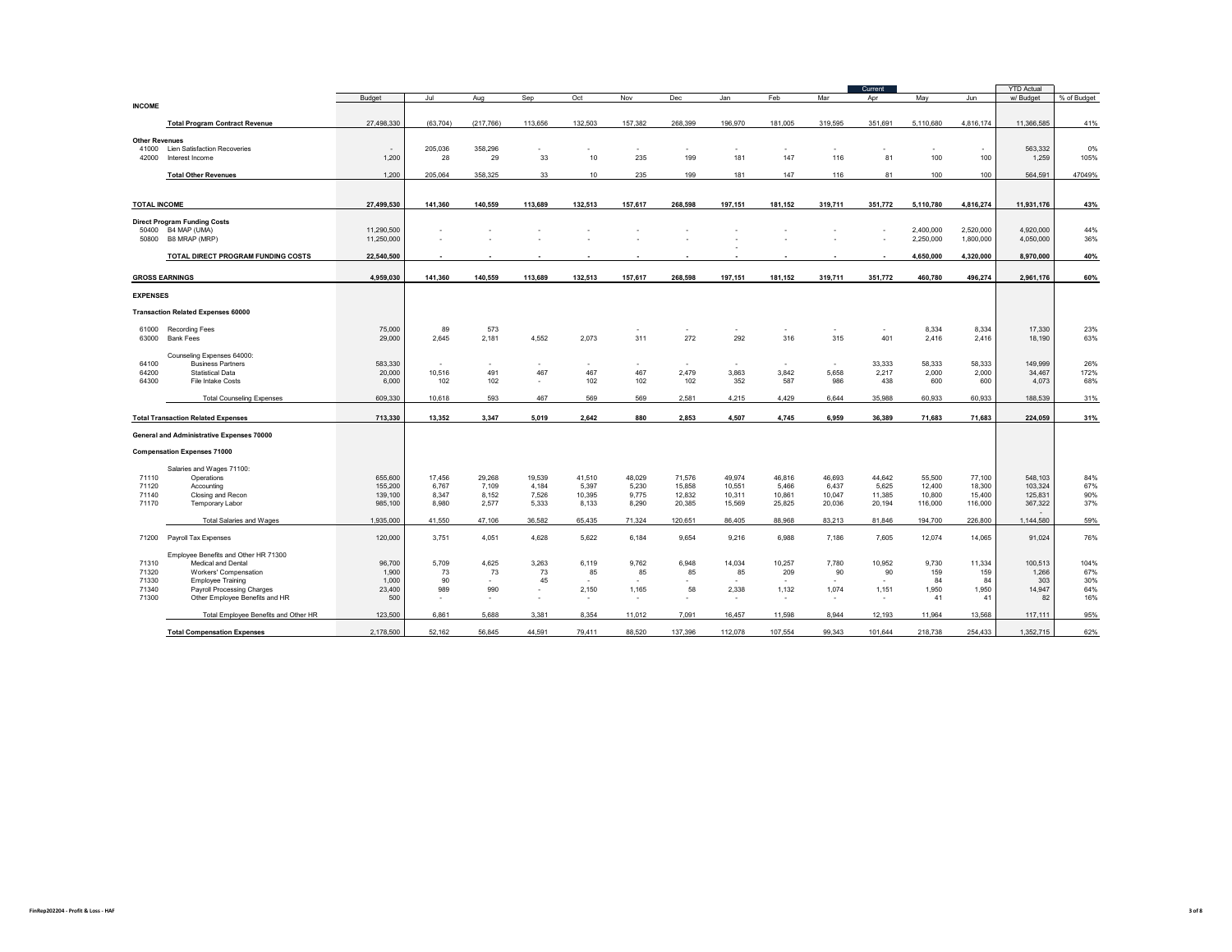| | | Budget | Jul | Aug | Sep | Oct | Nov | Dec | Jan | Feb | Mar | Current Apr | May | Jun | YTD Actual w/ Budget | % of Budget |
|---|---|---|---|---|---|---|---|---|---|---|---|---|---|---|---|---|
| **INCOME** | | | | | | | | | | | | | | | | |
| | **Total Program Contract Revenue** | 27,498,330 | (63,704) | (217,766) | 113,656 | 132,503 | 157,382 | 268,399 | 196,970 | 181,005 | 319,595 | 351,691 | 5,110,680 | 4,816,174 | 11,366,585 | 41% |
| **Other Revenues** | | | | | | | | | | | | | | | | |
| 41000 | Lien Satisfaction Recoveries | - | 205,036 | 358,296 | - | - | - | - | - | - | - | - | - | - | 563,332 | 0% |
| 42000 | Interest Income | 1,200 | 28 | 29 | 33 | 10 | 235 | 199 | 181 | 147 | 116 | 81 | 100 | 100 | 1,259 | 105% |
| | **Total Other Revenues** | 1,200 | 205,064 | 358,325 | 33 | 10 | 235 | 199 | 181 | 147 | 116 | 81 | 100 | 100 | 564,591 | 47049% |
| **TOTAL INCOME** | | **27,499,530** | **141,360** | **140,559** | **113,689** | **132,513** | **157,617** | **268,598** | **197,151** | **181,152** | **319,711** | **351,772** | **5,110,780** | **4,816,274** | **11,931,176** | **43%** |
| **Direct Program Funding Costs** | | | | | | | | | | | | | | | | |
| 50400 | B4 MAP (UMA) | 11,290,500 | - | - | - | - | - | - | - | - | - | - | 2,400,000 | 2,520,000 | 4,920,000 | 44% |
| 50800 | B8 MRAP (MRP) | 11,250,000 | - | - | - | - | - | - | - | - | - | - | 2,250,000 | 1,800,000 | 4,050,000 | 36% |
| | **TOTAL DIRECT PROGRAM FUNDING COSTS** | **22,540,500** | **-** | **-** | **-** | **-** | **-** | **-** | **-** | **-** | **-** | **-** | **4,650,000** | **4,320,000** | **8,970,000** | **40%** |
| **GROSS EARNINGS** | | **4,959,030** | **141,360** | **140,559** | **113,689** | **132,513** | **157,617** | **268,598** | **197,151** | **181,152** | **319,711** | **351,772** | **460,780** | **496,274** | **2,961,176** | **60%** |
| **EXPENSES** | | | | | | | | | | | | | | | | |
| **Transaction Related Expenses 60000** | | | | | | | | | | | | | | | | |
| 61000 | Recording Fees | 75,000 | 89 | 573 | | | - | - | - | - | - | - | 8,334 | 8,334 | 17,330 | 23% |
| 63000 | Bank Fees | 29,000 | 2,645 | 2,181 | 4,552 | 2,073 | 311 | 272 | 292 | 316 | 315 | 401 | 2,416 | 2,416 | 18,190 | 63% |
| | Counseling Expenses 64000: | | | | | | | | | | | | | | | |
| 64100 | Business Partners | 583,330 | - | - | - | - | - | - | - | - | - | 33,333 | 58,333 | 58,333 | 149,999 | 26% |
| 64200 | Statistical Data | 20,000 | 10,516 | 491 | 467 | 467 | 467 | 2,479 | 3,863 | 3,842 | 5,658 | 2,217 | 2,000 | 2,000 | 34,467 | 172% |
| 64300 | File Intake Costs | 6,000 | 102 | 102 | - | 102 | 102 | 102 | 352 | 587 | 986 | 438 | 600 | 600 | 4,073 | 68% |
| | Total Counseling Expenses | 609,330 | 10,618 | 593 | 467 | 569 | 569 | 2,581 | 4,215 | 4,429 | 6,644 | 35,988 | 60,933 | 60,933 | 188,539 | 31% |
| | **Total Transaction Related Expenses** | **713,330** | **13,352** | **3,347** | **5,019** | **2,642** | **880** | **2,853** | **4,507** | **4,745** | **6,959** | **36,389** | **71,683** | **71,683** | **224,059** | **31%** |
| **General and Administrative Expenses 70000** | | | | | | | | | | | | | | | | |
| **Compensation Expenses 71000** | | | | | | | | | | | | | | | | |
| | Salaries and Wages 71100: | | | | | | | | | | | | | | | |
| 71110 | Operations | 655,600 | 17,456 | 29,268 | 19,539 | 41,510 | 48,029 | 71,576 | 49,974 | 46,816 | 46,693 | 44,642 | 55,500 | 77,100 | 548,103 | 84% |
| 71120 | Accounting | 155,200 | 6,767 | 7,109 | 4,184 | 5,397 | 5,230 | 15,858 | 10,551 | 5,466 | 6,437 | 5,625 | 12,400 | 18,300 | 103,324 | 67% |
| 71140 | Closing and Recon | 139,100 | 8,347 | 8,152 | 7,526 | 10,395 | 9,775 | 12,832 | 10,311 | 10,861 | 10,047 | 11,385 | 10,800 | 15,400 | 125,831 | 90% |
| 71170 | Temporary Labor | 985,100 | 8,980 | 2,577 | 5,333 | 8,133 | 8,290 | 20,385 | 15,569 | 25,825 | 20,036 | 20,194 | 116,000 | 116,000 | 367,322 | 37% |
| | Total Salaries and Wages | 1,935,000 | 41,550 | 47,106 | 36,582 | 65,435 | 71,324 | 120,651 | 86,405 | 88,968 | 83,213 | 81,846 | 194,700 | 226,800 | 1,144,580 | 59% |
| 71200 | Payroll Tax Expenses | 120,000 | 3,751 | 4,051 | 4,628 | 5,622 | 6,184 | 9,654 | 9,216 | 6,988 | 7,186 | 7,605 | 12,074 | 14,065 | 91,024 | 76% |
| | Employee Benefits and Other HR 71300 | | | | | | | | | | | | | | | |
| 71310 | Medical and Dental | 96,700 | 5,709 | 4,625 | 3,263 | 6,119 | 9,762 | 6,948 | 14,034 | 10,257 | 7,780 | 10,952 | 9,730 | 11,334 | 100,513 | 104% |
| 71320 | Workers' Compensation | 1,900 | 73 | 73 | 73 | 85 | 85 | 85 | 85 | 209 | 90 | 90 | 159 | 159 | 1,266 | 67% |
| 71330 | Employee Training | 1,000 | 90 | - | 45 | - | - | - | - | - | - | - | 84 | 84 | 303 | 30% |
| 71340 | Payroll Processing Charges | 23,400 | 989 | 990 | - | 2,150 | 1,165 | 58 | 2,338 | 1,132 | 1,074 | 1,151 | 1,950 | 1,950 | 14,947 | 64% |
| 71300 | Other Employee Benefits and HR | 500 | - | - | - | - | - | - | - | - | - | - | 41 | 41 | 82 | 16% |
| | Total Employee Benefits and Other HR | 123,500 | 6,861 | 5,688 | 3,381 | 8,354 | 11,012 | 7,091 | 16,457 | 11,598 | 8,944 | 12,193 | 11,964 | 13,568 | 117,111 | 95% |
| | **Total Compensation Expenses** | 2,178,500 | 52,162 | 56,845 | 44,591 | 79,411 | 88,520 | 137,396 | 112,078 | 107,554 | 99,343 | 101,644 | 218,738 | 254,433 | 1,352,715 | 62% |

FinRep202204 - Profit & Loss - HAF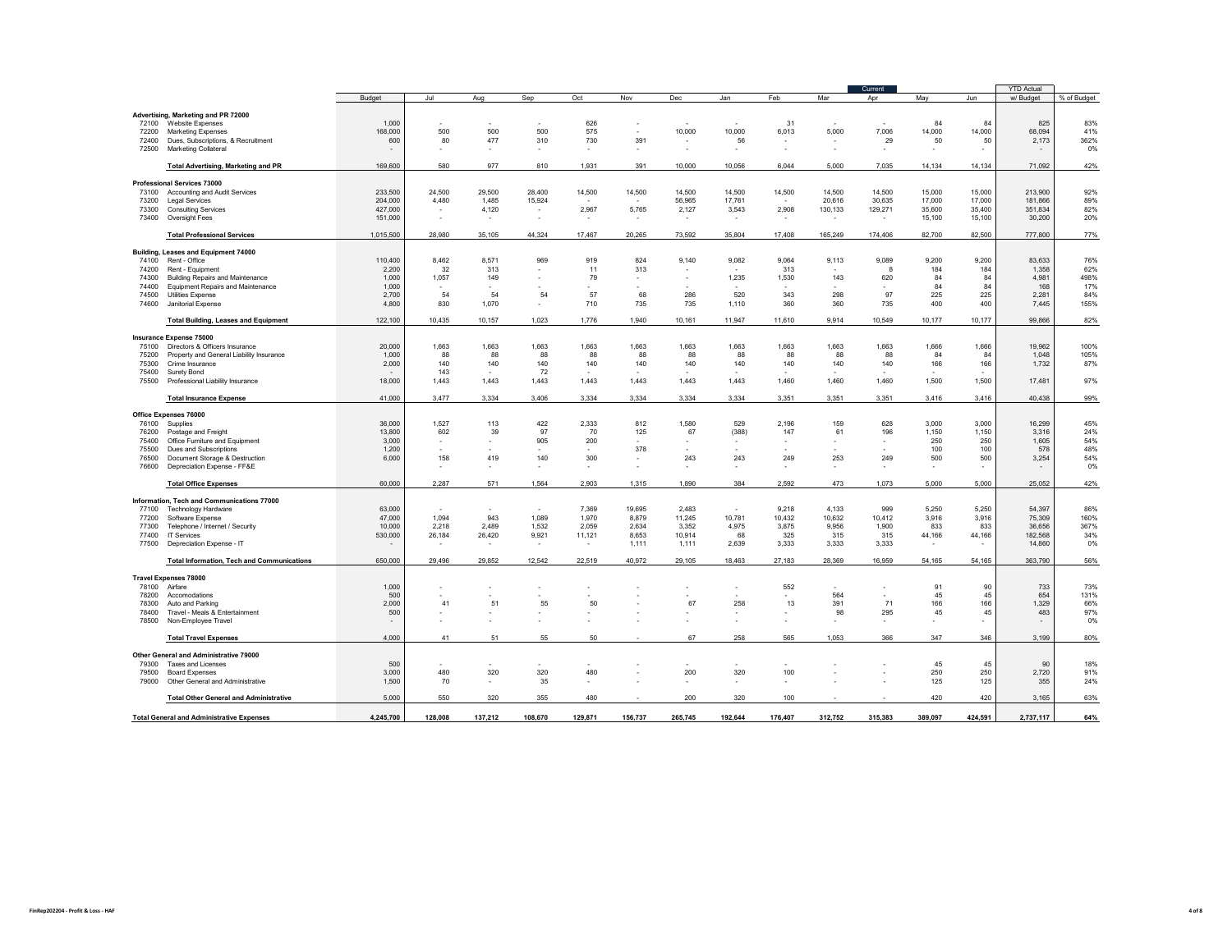| | | Budget | Jul | Aug | Sep | Oct | Nov | Dec | Jan | Feb | Mar | Current Apr | May | Jun | YTD Actual w/ Budget | % of Budget |
|---|---|---|---|---|---|---|---|---|---|---|---|---|---|---|---|---|
| | **Advertising, Marketing and PR 72000** | | | | | | | | | | | | | | | |
| 72100 | Website Expenses | 1,000 | - | - | - | 626 | - | - | - | 31 | - | - | 84 | 84 | 825 | 83% |
| 72200 | Marketing Expenses | 168,000 | 500 | 500 | 500 | 575 | - | 10,000 | 10,000 | 6,013 | 5,000 | 7,006 | 14,000 | 14,000 | 68,094 | 41% |
| 72400 | Dues, Subscriptions, & Recruitment | 600 | 80 | 477 | 310 | 730 | 391 | - | 56 | - | - | 29 | 50 | 50 | 2,173 | 362% |
| 72500 | Marketing Collateral | - | - | - | - | - | - | - | - | - | - | - | - | - | - | 0% |
| | **Total Advertising, Marketing and PR** | 169,600 | 580 | 977 | 810 | 1,931 | 391 | 10,000 | 10,056 | 6,044 | 5,000 | 7,035 | 14,134 | 14,134 | 71,092 | 42% |
| | **Professional Services 73000** | | | | | | | | | | | | | | | |
| 73100 | Accounting and Audit Services | 233,500 | 24,500 | 29,500 | 28,400 | 14,500 | 14,500 | 14,500 | 14,500 | 14,500 | 14,500 | 14,500 | 15,000 | 15,000 | 213,900 | 92% |
| 73200 | Legal Services | 204,000 | 4,480 | 1,485 | 15,924 | - | - | 56,965 | 17,761 | - | 20,616 | 30,635 | 17,000 | 17,000 | 181,866 | 89% |
| 73300 | Consulting Services | 427,000 | - | 4,120 | - | 2,967 | 5,765 | 2,127 | 3,543 | 2,908 | 130,133 | 129,271 | 35,600 | 35,400 | 351,834 | 82% |
| 73400 | Oversight Fees | 151,000 | - | - | - | - | - | - | - | - | - | - | 15,100 | 15,100 | 30,200 | 20% |
| | **Total Professional Services** | 1,015,500 | 28,980 | 35,105 | 44,324 | 17,467 | 20,265 | 73,592 | 35,804 | 17,408 | 165,249 | 174,406 | 82,700 | 82,500 | 777,800 | 77% |
| | **Building, Leases and Equipment 74000** | | | | | | | | | | | | | | | |
| 74100 | Rent - Office | 110,400 | 8,462 | 8,571 | 969 | 919 | 824 | 9,140 | 9,082 | 9,064 | 9,113 | 9,089 | 9,200 | 9,200 | 83,633 | 76% |
| 74200 | Rent - Equipment | 2,200 | 32 | 313 | - | 11 | 313 | - | - | 313 | - | 8 | 184 | 184 | 1,358 | 62% |
| 74300 | Building Repairs and Maintenance | 1,000 | 1,057 | 149 | - | 79 | - | - | 1,235 | 1,530 | 143 | 620 | 84 | 84 | 4,981 | 498% |
| 74400 | Equipment Repairs and Maintenance | 1,000 | - | - | - | - | - | - | - | - | - | - | 84 | 84 | 168 | 17% |
| 74500 | Utilities Expense | 2,700 | 54 | 54 | 54 | 57 | 68 | 286 | 520 | 343 | 298 | 97 | 225 | 225 | 2,281 | 84% |
| 74600 | Janitorial Expense | 4,800 | 830 | 1,070 | - | 710 | 735 | 735 | 1,110 | 360 | 360 | 735 | 400 | 400 | 7,445 | 155% |
| | **Total Building, Leases and Equipment** | 122,100 | 10,435 | 10,157 | 1,023 | 1,776 | 1,940 | 10,161 | 11,947 | 11,610 | 9,914 | 10,549 | 10,177 | 10,177 | 99,866 | 82% |
| | **Insurance Expense 75000** | | | | | | | | | | | | | | | |
| 75100 | Directors & Officers Insurance | 20,000 | 1,663 | 1,663 | 1,663 | 1,663 | 1,663 | 1,663 | 1,663 | 1,663 | 1,663 | 1,663 | 1,666 | 1,666 | 19,962 | 100% |
| 75200 | Property and General Liability Insurance | 1,000 | 88 | 88 | 88 | 88 | 88 | 88 | 88 | 88 | 88 | 88 | 84 | 84 | 1,048 | 105% |
| 75300 | Crime Insurance | 2,000 | 140 | 140 | 140 | 140 | 140 | 140 | 140 | 140 | 140 | 140 | 166 | 166 | 1,732 | 87% |
| 75400 | Surety Bond | - | 143 | - | 72 | - | - | - | - | - | - | - | - | - | | |
| 75500 | Professional Liability Insurance | 18,000 | 1,443 | 1,443 | 1,443 | 1,443 | 1,443 | 1,443 | 1,443 | 1,460 | 1,460 | 1,460 | 1,500 | 1,500 | 17,481 | 97% |
| | **Total Insurance Expense** | 41,000 | 3,477 | 3,334 | 3,406 | 3,334 | 3,334 | 3,334 | 3,334 | 3,351 | 3,351 | 3,351 | 3,416 | 3,416 | 40,438 | 99% |
| | **Office Expenses 76000** | | | | | | | | | | | | | | | |
| 76100 | Supplies | 36,000 | 1,527 | 113 | 422 | 2,333 | 812 | 1,580 | 529 | 2,196 | 159 | 628 | 3,000 | 3,000 | 16,299 | 45% |
| 76200 | Postage and Freight | 13,800 | 602 | 39 | 97 | 70 | 125 | 67 | (388) | 147 | 61 | 196 | 1,150 | 1,150 | 3,316 | 24% |
| 75400 | Office Furniture and Equipment | 3,000 | - | - | 905 | 200 | - | - | - | - | - | - | 250 | 250 | 1,605 | 54% |
| 75500 | Dues and Subscriptions | 1,200 | - | - | - | - | 378 | - | - | - | - | - | 100 | 100 | 578 | 48% |
| 76500 | Document Storage & Destruction | 6,000 | 158 | 419 | 140 | 300 | - | 243 | 243 | 249 | 253 | 249 | 500 | 500 | 3,254 | 54% |
| 76600 | Depreciation Expense - FF&E | - | - | - | - | - | - | - | - | - | - | - | - | - | - | 0% |
| | **Total Office Expenses** | 60,000 | 2,287 | 571 | 1,564 | 2,903 | 1,315 | 1,890 | 384 | 2,592 | 473 | 1,073 | 5,000 | 5,000 | 25,052 | 42% |
| | **Information, Tech and Communications 77000** | | | | | | | | | | | | | | | |
| 77100 | Technology Hardware | 63,000 | - | - | - | 7,369 | 19,695 | 2,483 | - | 9,218 | 4,133 | 999 | 5,250 | 5,250 | 54,397 | 86% |
| 77200 | Software Expense | 47,000 | 1,094 | 943 | 1,089 | 1,970 | 8,879 | 11,245 | 10,781 | 10,432 | 10,632 | 10,412 | 3,916 | 3,916 | 75,309 | 160% |
| 77300 | Telephone / Internet / Security | 10,000 | 2,218 | 2,489 | 1,532 | 2,059 | 2,634 | 3,352 | 4,975 | 3,875 | 9,956 | 1,900 | 833 | 833 | 36,656 | 367% |
| 77400 | IT Services | 530,000 | 26,184 | 26,420 | 9,921 | 11,121 | 8,653 | 10,914 | 68 | 325 | 315 | 315 | 44,166 | 44,166 | 182,568 | 34% |
| 77500 | Depreciation Expense - IT | - | - | - | - | - | 1,111 | 1,111 | 2,639 | 3,333 | 3,333 | 3,333 | - | - | 14,860 | 0% |
| | **Total Information, Tech and Communications** | 650,000 | 29,496 | 29,852 | 12,542 | 22,519 | 40,972 | 29,105 | 18,463 | 27,183 | 28,369 | 16,959 | 54,165 | 54,165 | 363,790 | 56% |
| | **Travel Expenses 78000** | | | | | | | | | | | | | | | |
| 78100 | Airfare | 1,000 | - | - | - | - | - | - | - | 552 | - | - | 91 | 90 | 733 | 73% |
| 78200 | Accomodations | 500 | - | - | - | - | - | - | - | - | 564 | - | 45 | 45 | 654 | 131% |
| 78300 | Auto and Parking | 2,000 | 41 | 51 | 55 | 50 | - | 67 | 258 | 13 | 391 | 71 | 166 | 166 | 1,329 | 66% |
| 78400 | Travel - Meals & Entertainment | 500 | - | - | - | - | - | - | - | - | 98 | 295 | 45 | 45 | 483 | 97% |
| 78500 | Non-Employee Travel | - | - | - | - | - | - | - | - | - | - | - | - | - | - | 0% |
| | **Total Travel Expenses** | 4,000 | 41 | 51 | 55 | 50 | - | 67 | 258 | 565 | 1,053 | 366 | 347 | 346 | 3,199 | 80% |
| | **Other General and Administrative 79000** | | | | | | | | | | | | | | | |
| 79300 | Taxes and Licenses | 500 | - | - | - | - | - | - | - | - | - | - | 45 | 45 | 90 | 18% |
| 79500 | Board Expenses | 3,000 | 480 | 320 | 320 | 480 | - | 200 | 320 | 100 | - | - | 250 | 250 | 2,720 | 91% |
| 79000 | Other General and Administrative | 1,500 | 70 | - | 35 | - | - | - | - | - | - | - | 125 | 125 | 355 | 24% |
| | **Total Other General and Administrative** | 5,000 | 550 | 320 | 355 | 480 | - | 200 | 320 | 100 | - | - | 420 | 420 | 3,165 | 63% |
| | **Total General and Administrative Expenses** | **4,245,700** | **128,008** | **137,212** | **108,670** | **129,871** | **156,737** | **265,745** | **192,644** | **176,407** | **312,752** | **315,383** | **389,097** | **424,591** | **2,737,117** | **64%** |

FinRep202204 - Profit & Loss - HAF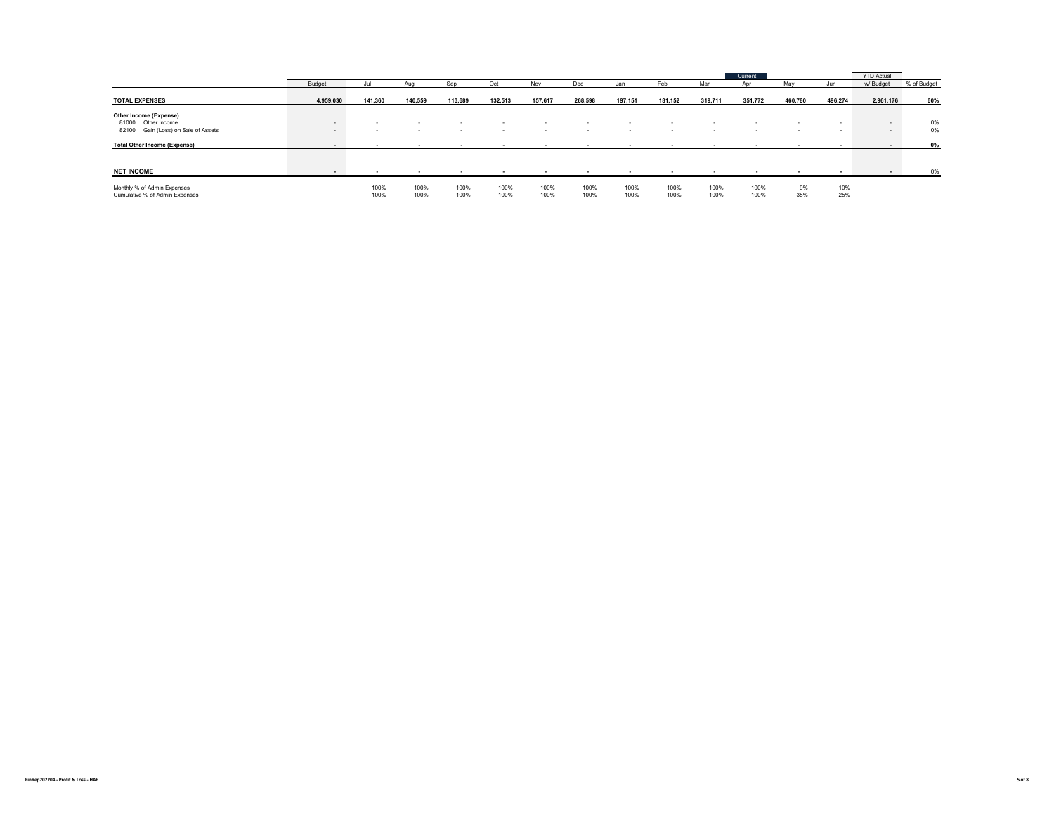| | Budget | Jul | Aug | Sep | Oct | Nov | Dec | Jan | Feb | Mar | Current Apr | May | Jun | YTD Actual w/ Budget | % of Budget |
|---|---|---|---|---|---|---|---|---|---|---|---|---|---|---|---|
| **TOTAL EXPENSES** | **4,959,030** | **141,360** | **140,559** | **113,689** | **132,513** | **157,617** | **268,598** | **197,151** | **181,152** | **319,711** | **351,772** | **460,780** | **496,274** | **2,961,176** | **60%** |
| **Other Income (Expense)** | | | | | | | | | | | | | | | |
| 81000 Other Income | - | - | - | - | - | - | - | - | - | - | - | - | - | - | 0% |
| 82100 Gain (Loss) on Sale of Assets | - | - | - | - | - | - | - | - | - | - | - | - | - | - | 0% |
| **Total Other Income (Expense)** | **-** | **-** | **-** | **-** | **-** | **-** | **-** | **-** | **-** | **-** | **-** | **-** | **-** | **-** | **0%** |
| **NET INCOME** | - | - | - | - | - | - | - | - | - | - | - | - | - | - | 0% |
| Monthly % of Admin Expenses | | 100% | 100% | 100% | 100% | 100% | 100% | 100% | 100% | 100% | 100% | 9% | 10% | | |
| Cumulative % of Admin Expenses | | 100% | 100% | 100% | 100% | 100% | 100% | 100% | 100% | 100% | 100% | 35% | 25% | | |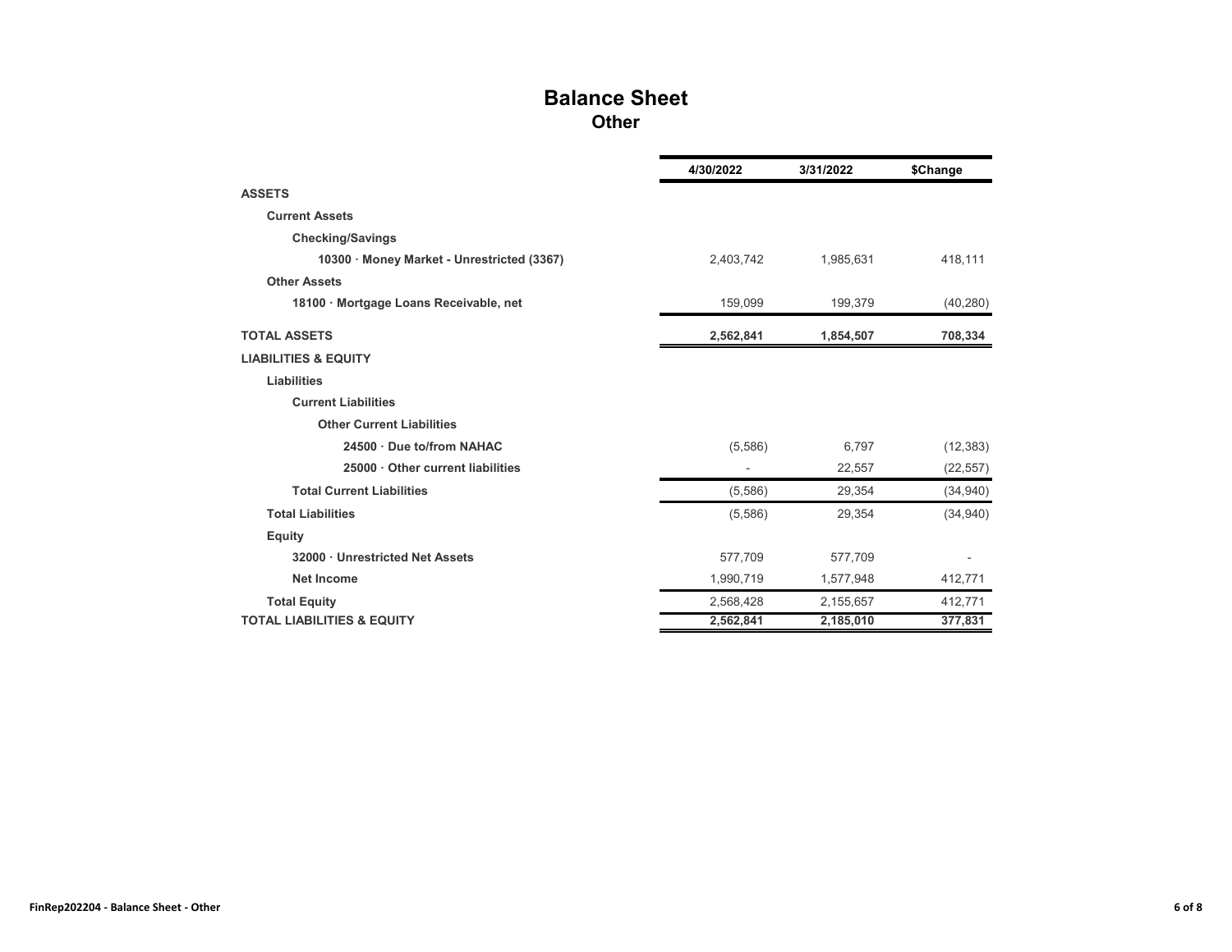# Balance Sheet
## Other

| | 4/30/2022 | 3/31/2022 | $Change |
|---|---|---|---|
| **ASSETS** | | | |
| **Current Assets** | | | |
| **Checking/Savings** | | | |
| **10300 · Money Market - Unrestricted (3367)** | 2,403,742 | 1,985,631 | 418,111 |
| **Other Assets** | | | |
| **18100 · Mortgage Loans Receivable, net** | 159,099 | 199,379 | (40,280) |
| **TOTAL ASSETS** | **2,562,841** | **1,854,507** | **708,334** |
| **LIABILITIES & EQUITY** | | | |
| **Liabilities** | | | |
| **Current Liabilities** | | | |
| **Other Current Liabilities** | | | |
| **24500 · Due to/from NAHAC** | (5,586) | 6,797 | (12,383) |
| **25000 · Other current liabilities** | - | 22,557 | (22,557) |
| **Total Current Liabilities** | (5,586) | 29,354 | (34,940) |
| **Total Liabilities** | (5,586) | 29,354 | (34,940) |
| **Equity** | | | |
| **32000 · Unrestricted Net Assets** | 577,709 | 577,709 | - |
| **Net Income** | 1,990,719 | 1,577,948 | 412,771 |
| **Total Equity** | 2,568,428 | 2,155,657 | 412,771 |
| **TOTAL LIABILITIES & EQUITY** | **2,562,841** | **2,185,010** | **377,831** |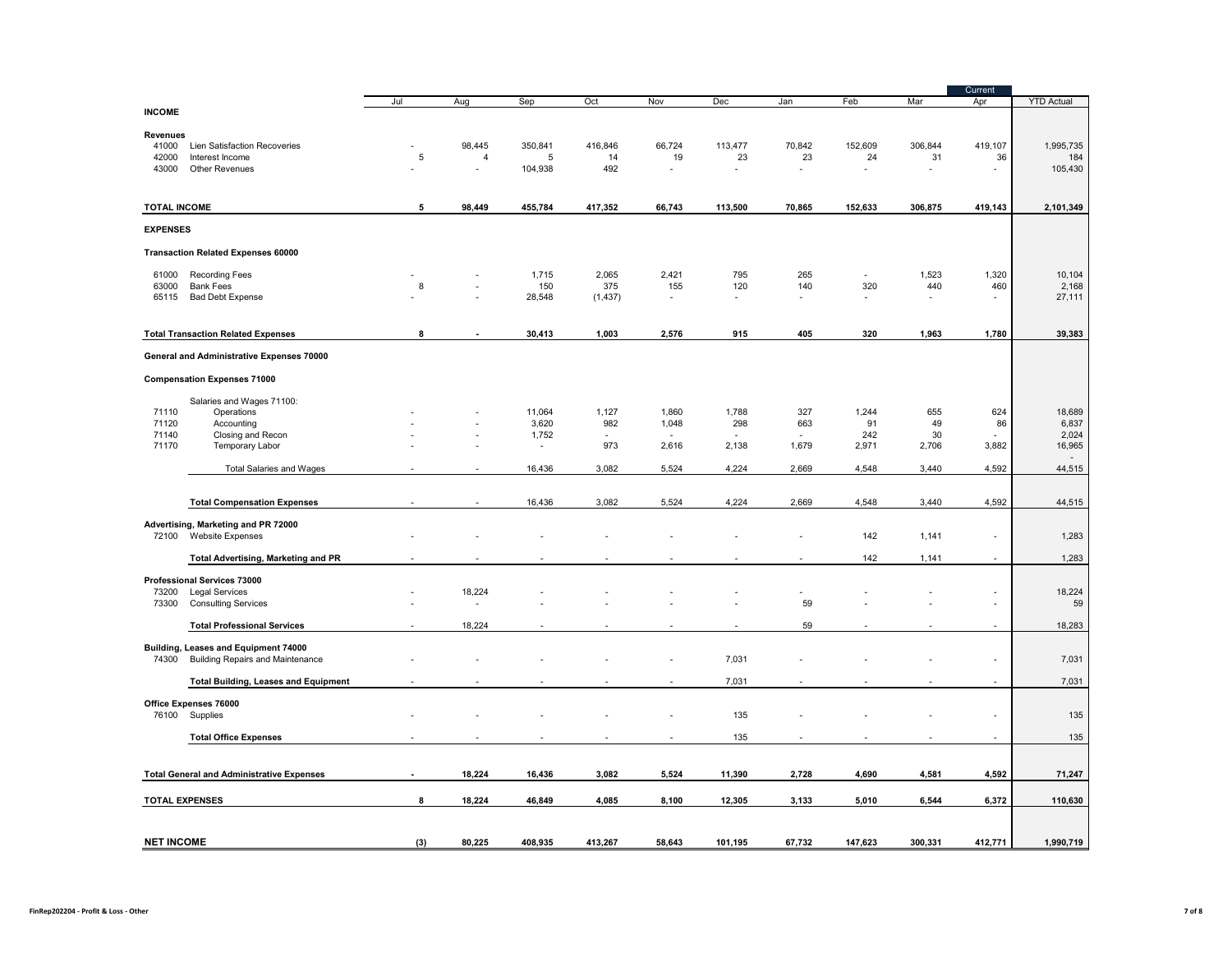| | | Jul | Aug | Sep | Oct | Nov | Dec | Jan | Feb | Mar | Current Apr | YTD Actual |
|---|---|---|---|---|---|---|---|---|---|---|---|---|
| **INCOME** | | | | | | | | | | | | |
| **Revenues** | | | | | | | | | | | | |
| 41000 | Lien Satisfaction Recoveries | - | 98,445 | 350,841 | 416,846 | 66,724 | 113,477 | 70,842 | 152,609 | 306,844 | 419,107 | 1,995,735 |
| 42000 | Interest Income | 5 | 4 | 5 | 14 | 19 | 23 | 23 | 24 | 31 | 36 | 184 |
| 43000 | Other Revenues | - | - | 104,938 | 492 | - | - | - | - | - | - | 105,430 |
| **TOTAL INCOME** | | **5** | **98,449** | **455,784** | **417,352** | **66,743** | **113,500** | **70,865** | **152,633** | **306,875** | **419,143** | **2,101,349** |
| **EXPENSES** | | | | | | | | | | | | |
| **Transaction Related Expenses 60000** | | | | | | | | | | | | |
| 61000 | Recording Fees | - | - | 1,715 | 2,065 | 2,421 | 795 | 265 | - | 1,523 | 1,320 | 10,104 |
| 63000 | Bank Fees | 8 | - | 150 | 375 | 155 | 120 | 140 | 320 | 440 | 460 | 2,168 |
| 65115 | Bad Debt Expense | - | - | 28,548 | (1,437) | - | - | - | - | - | - | 27,111 |
| **Total Transaction Related Expenses** | | **8** | **-** | **30,413** | **1,003** | **2,576** | **915** | **405** | **320** | **1,963** | **1,780** | **39,383** |
| **General and Administrative Expenses 70000** | | | | | | | | | | | | |
| **Compensation Expenses 71000** | | | | | | | | | | | | |
| | Salaries and Wages 71100: | | | | | | | | | | | |
| 71110 | Operations | - | - | 11,064 | 1,127 | 1,860 | 1,788 | 327 | 1,244 | 655 | 624 | 18,689 |
| 71120 | Accounting | - | - | 3,620 | 982 | 1,048 | 298 | 663 | 91 | 49 | 86 | 6,837 |
| 71140 | Closing and Recon | - | - | 1,752 | - | - | - | - | 242 | 30 | - | 2,024 |
| 71170 | Temporary Labor | - | - | - | 973 | 2,616 | 2,138 | 1,679 | 2,971 | 2,706 | 3,882 | 16,965 |
| | Total Salaries and Wages | - | - | 16,436 | 3,082 | 5,524 | 4,224 | 2,669 | 4,548 | 3,440 | 4,592 | 44,515 |
| | **Total Compensation Expenses** | - | - | 16,436 | 3,082 | 5,524 | 4,224 | 2,669 | 4,548 | 3,440 | 4,592 | 44,515 |
| **Advertising, Marketing and PR 72000** | | | | | | | | | | | | |
| 72100 | Website Expenses | - | - | - | - | - | - | - | 142 | 1,141 | - | 1,283 |
| | **Total Advertising, Marketing and PR** | - | - | - | - | - | - | - | 142 | 1,141 | - | 1,283 |
| **Professional Services 73000** | | | | | | | | | | | | |
| 73200 | Legal Services | - | 18,224 | - | - | - | - | - | - | - | - | 18,224 |
| 73300 | Consulting Services | - | - | - | - | - | - | 59 | - | - | - | 59 |
| | **Total Professional Services** | - | 18,224 | - | - | - | - | 59 | - | - | - | 18,283 |
| **Building, Leases and Equipment 74000** | | | | | | | | | | | | |
| 74300 | Building Repairs and Maintenance | - | - | - | - | - | 7,031 | - | - | - | - | 7,031 |
| | **Total Building, Leases and Equipment** | - | - | - | - | - | 7,031 | - | - | - | - | 7,031 |
| **Office Expenses 76000** | | | | | | | | | | | | |
| 76100 | Supplies | - | - | - | - | - | 135 | - | - | - | - | 135 |
| | **Total Office Expenses** | - | - | - | - | - | 135 | - | - | - | - | 135 |
| **Total General and Administrative Expenses** | | **-** | **18,224** | **16,436** | **3,082** | **5,524** | **11,390** | **2,728** | **4,690** | **4,581** | **4,592** | **71,247** |
| **TOTAL EXPENSES** | | **8** | **18,224** | **46,849** | **4,085** | **8,100** | **12,305** | **3,133** | **5,010** | **6,544** | **6,372** | **110,630** |
| **NET INCOME** | | **(3)** | **80,225** | **408,935** | **413,267** | **58,643** | **101,195** | **67,732** | **147,623** | **300,331** | **412,771** | **1,990,719** |

FinRep202204 - Profit & Loss - Other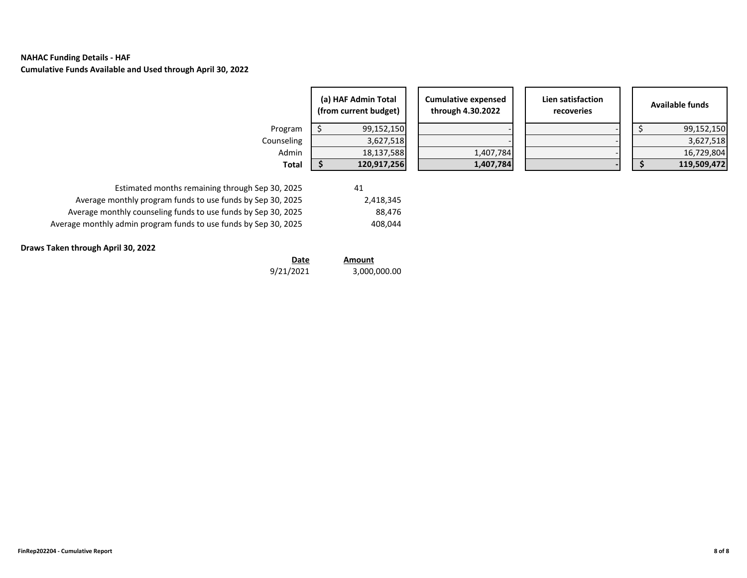**NAHAC Funding Details - HAF**
**Cumulative Funds Available and Used through April 30, 2022**

| | (a) HAF Admin Total (from current budget) | Cumulative expensed through 4.30.2022 | Lien satisfaction recoveries | Available funds |
|---|---|---|---|---|
| Program | $ 99,152,150 | - | - | $ 99,152,150 |
| Counseling | 3,627,518 | - | - | 3,627,518 |
| Admin | 18,137,588 | 1,407,784 | - | 16,729,804 |
| **Total** | **$ 120,917,256** | **1,407,784** | **-** | **$ 119,509,472** |

| | |
|---|---|
| Estimated months remaining through Sep 30, 2025 | 41 |
| Average monthly program funds to use funds by Sep 30, 2025 | 2,418,345 |
| Average monthly counseling funds to use funds by Sep 30, 2025 | 88,476 |
| Average monthly admin program funds to use funds by Sep 30, 2025 | 408,044 |

**Draws Taken through April 30, 2022**

| Date | Amount |
|---|---|
| 9/21/2021 | 3,000,000.00 |